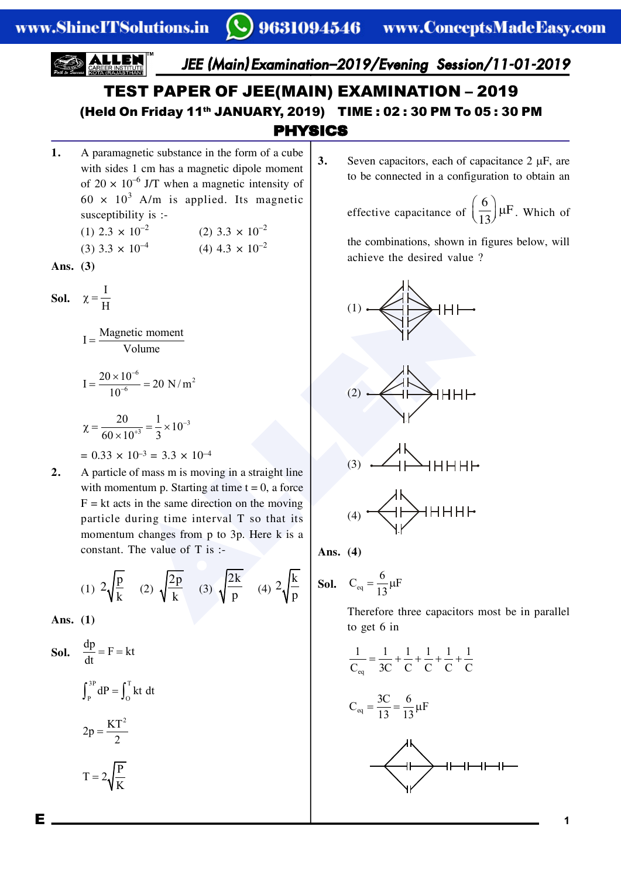# TEST PAPER OF JEE(MAIN) EXAMINATION – 2019

**(Held On Friday 11th JANUARY, 2019) TIME : 02 : 30 PM To 05 : 30 PM**

## PHYSICS

**1.** A paramagnetic substance in the form of a cube with sides 1 cm has a magnetic dipole moment of $20 \times 10^{-6}$ J/T when a magnetic intensity of $60 \times 10^{3}$ A/m is applied. Its magnetic susceptibility is :-

(1) $2.3 \times 10^{-2}$ (2) $3.3 \times 10^{-2}$

(3) $3.3 \times 10^{-4}$ (4) $4.3 \times 10^{-2}$

**Ans. (3)**

**Sol.** $\chi = \frac{I}{H}$

$$I = \frac{\text{Magnetic moment}}{\text{Volume}}$$

$$I = \frac{20 \times 10^{-6}}{10^{-6}} = 20 \text{ N/m}^2$$

$$\chi = \frac{20}{60 \times 10^{+3}} = \frac{1}{3} \times 10^{-3}$$

$= 0.33 \times 10^{-3} = 3.3 \times 10^{-4}$

**2.** A particle of mass m is moving in a straight line with momentum p. Starting at time t = 0, a force F = kt acts in the same direction on the moving particle during time interval T so that its momentum changes from p to 3p. Here k is a constant. The value of T is :-

(1) $2\sqrt{\frac{p}{k}}$ (2) $\sqrt{\frac{2p}{k}}$ (3) $\sqrt{\frac{2k}{p}}$ (4) $2\sqrt{\frac{k}{p}}$

**Ans. (1)**

**Sol.** $\frac{dp}{dt} = F = kt$

$$\int_P^{3P} dP = \int_O^T kt\, dt$$

$$2p = \frac{KT^2}{2}$$

$$T = 2\sqrt{\frac{P}{K}}$$

**3.** Seven capacitors, each of capacitance 2 μF, are to be connected in a configuration to obtain an effective capacitance of $\left(\frac{6}{13}\right)$ μF. Which of the combinations, shown in figures below, will achieve the desired value ?

(1)

(2)

(3)

(4)

**Ans. (4)**

**Sol.** $C_{eq} = \frac{6}{13} \mu F$

Therefore three capacitors most be in parallel to get 6 in

$$\frac{1}{C_{eq}} = \frac{1}{3C} + \frac{1}{C} + \frac{1}{C} + \frac{1}{C} + \frac{1}{C}$$

$$C_{eq} = \frac{3C}{13} = \frac{6}{13} \mu F$$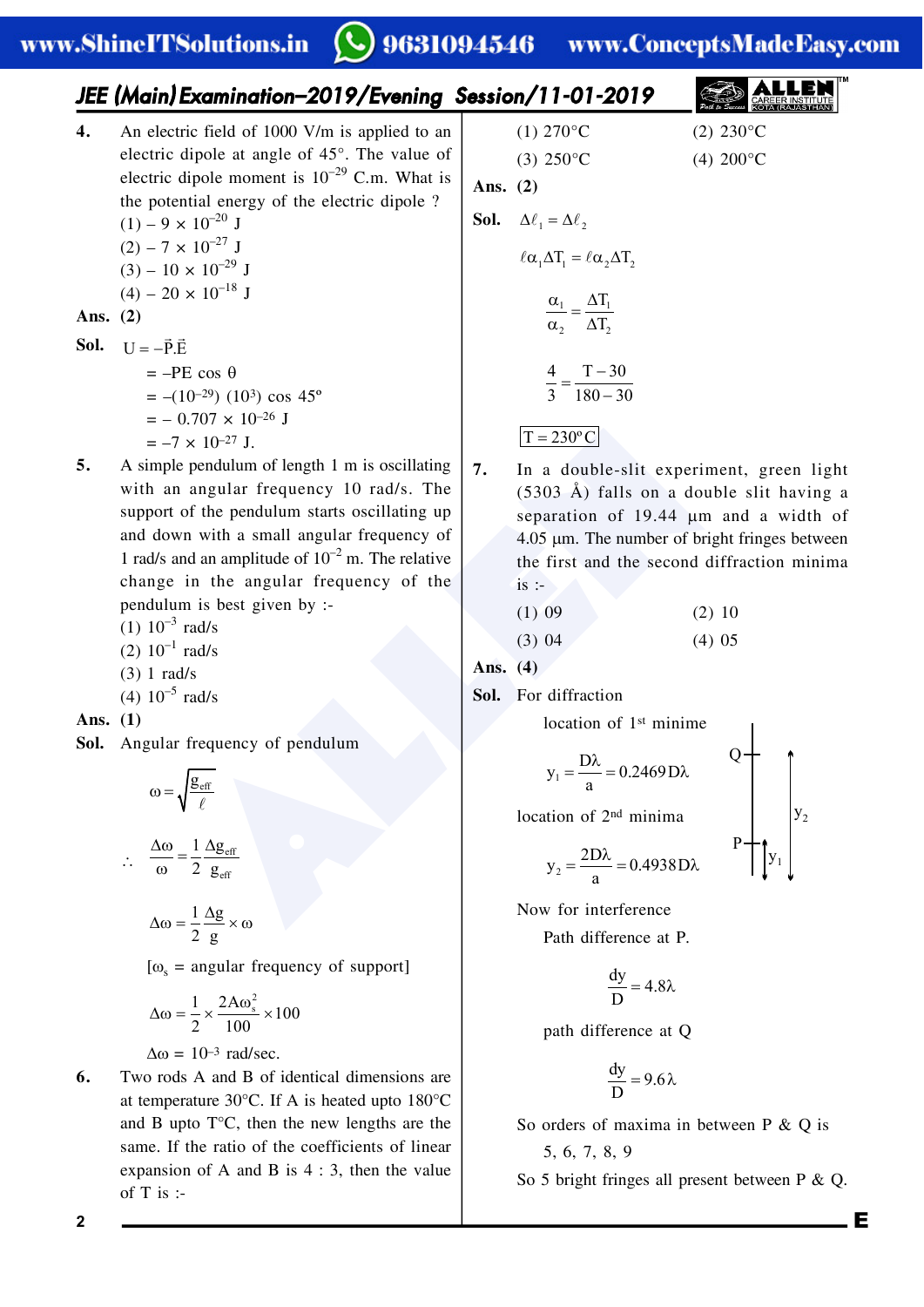**4.** An electric field of 1000 V/m is applied to an electric dipole at angle of 45°. The value of electric dipole moment is $10^{-29}$ C.m. What is the potential energy of the electric dipole ?

(1) $-9 \times 10^{-20}$ J

(2) $-7 \times 10^{-27}$ J

(3) $-10 \times 10^{-29}$ J

(4) $-20 \times 10^{-18}$ J

**Ans.** **(2)**

**Sol.** $U = -\vec{P}.\vec{E}$

$= -PE \cos\theta$

$= -(10^{-29})(10^{3}) \cos 45^\circ$

$= -0.707 \times 10^{-26}$ J

$= -7 \times 10^{-27}$ J.

**5.** A simple pendulum of length 1 m is oscillating with an angular frequency 10 rad/s. The support of the pendulum starts oscillating up and down with a small angular frequency of 1 rad/s and an amplitude of $10^{-2}$ m. The relative change in the angular frequency of the pendulum is best given by :-

(1) $10^{-3}$ rad/s

(2) $10^{-1}$ rad/s

(3) 1 rad/s

(4) $10^{-5}$ rad/s

**Ans.** **(1)**

**Sol.** Angular frequency of pendulum

$$\omega = \sqrt{\frac{g_{eff}}{\ell}}$$

$$\therefore \frac{\Delta\omega}{\omega} = \frac{1}{2}\frac{\Delta g_{eff}}{g_{eff}}$$

$$\Delta\omega = \frac{1}{2}\frac{\Delta g}{g} \times \omega$$

[$\omega_s$ = angular frequency of support]

$$\Delta\omega = \frac{1}{2} \times \frac{2A\omega_s^2}{100} \times 100$$

$\Delta\omega = 10^{-3}$ rad/sec.

**6.** Two rods A and B of identical dimensions are at temperature 30°C. If A is heated upto 180°C and B upto T°C, then the new lengths are the same. If the ratio of the coefficients of linear expansion of A and B is 4 : 3, then the value of T is :-

(1) 270°C

(2) 230°C

(3) 250°C

(4) 200°C

**Ans.** **(2)**

**Sol.** $\Delta\ell_1 = \Delta\ell_2$

$$\ell\alpha_1\Delta T_1 = \ell\alpha_2\Delta T_2$$

$$\frac{\alpha_1}{\alpha_2} = \frac{\Delta T_1}{\Delta T_2}$$

$$\frac{4}{3} = \frac{T - 30}{180 - 30}$$

$$\boxed{T = 230^\circ C}$$

**7.** In a double-slit experiment, green light (5303 Å) falls on a double slit having a separation of 19.44 μm and a width of 4.05 μm. The number of bright fringes between the first and the second diffraction minima is :-

(1) 09

(2) 10

(3) 04

(4) 05

**Ans.** **(4)**

**Sol.** For diffraction

location of 1st minime

$$y_1 = \frac{D\lambda}{a} = 0.2469 D\lambda$$

location of 2nd minima

$$y_2 = \frac{2D\lambda}{a} = 0.4938 D\lambda$$

Now for interference

Path difference at P.

$$\frac{dy}{D} = 4.8\lambda$$

path difference at Q

$$\frac{dy}{D} = 9.6\lambda$$

So orders of maxima in between P & Q is

5, 6, 7, 8, 9

So 5 bright fringes all present between P & Q.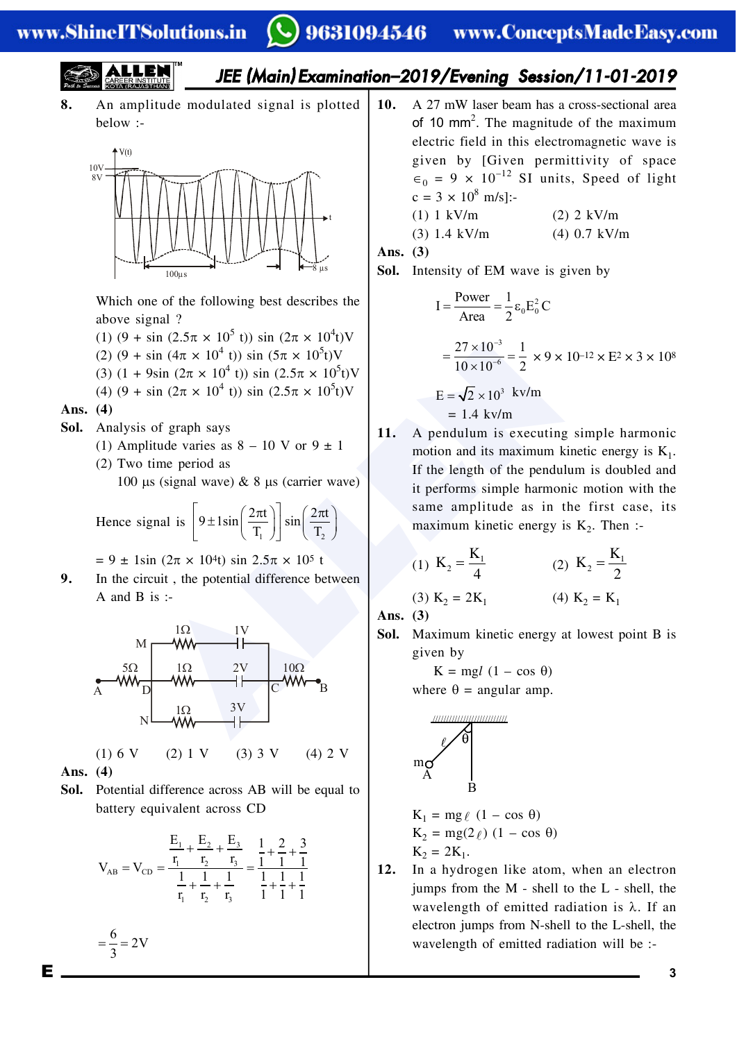**8.** An amplitude modulated signal is plotted below :-

Which one of the following best describes the above signal ?

(1) $(9 + \sin(2.5\pi \times 10^5\ t))\ \sin(2\pi \times 10^4 t)$V

(2) $(9 + \sin(4\pi \times 10^4\ t))\ \sin(5\pi \times 10^5 t)$V

(3) $(1 + 9\sin(2\pi \times 10^4\ t))\ \sin(2.5\pi \times 10^5 t)$V

(4) $(9 + \sin(2\pi \times 10^4\ t))\ \sin(2.5\pi \times 10^5 t)$V

**Ans.** (4)

**Sol.** Analysis of graph says

(1) Amplitude varies as 8 – 10 V or 9 ± 1

(2) Two time period as

100 μs (signal wave) & 8 μs (carrier wave)

Hence signal is $\left[9 \pm 1\sin\left(\frac{2\pi t}{T_1}\right)\right]\sin\left(\frac{2\pi t}{T_2}\right)$

$= 9 \pm 1\sin(2\pi \times 10^4 t)\ \sin 2.5\pi \times 10^5\ t$

**9.** In the circuit , the potential difference between A and B is :-

(1) 6 V (2) 1 V (3) 3 V (4) 2 V

**Ans.** (4)

**Sol.** Potential difference across AB will be equal to battery equivalent across CD

$$V_{AB} = V_{CD} = \frac{\frac{E_1}{r_1}+\frac{E_2}{r_2}+\frac{E_3}{r_3}}{\frac{1}{r_1}+\frac{1}{r_2}+\frac{1}{r_3}} = \frac{\frac{1}{1}+\frac{2}{1}+\frac{3}{1}}{\frac{1}{1}+\frac{1}{1}+\frac{1}{1}}$$

$$= \frac{6}{3} = 2\text{V}$$

**10.** A 27 mW laser beam has a cross-sectional area of 10 mm². The magnitude of the maximum electric field in this electromagnetic wave is given by [Given permittivity of space $\in_0 = 9 \times 10^{-12}$ SI units, Speed of light $c = 3 \times 10^8$ m/s]:-

(1) 1 kV/m (2) 2 kV/m

(3) 1.4 kV/m (4) 0.7 kV/m

**Ans.** (3)

**Sol.** Intensity of EM wave is given by

$$I = \frac{\text{Power}}{\text{Area}} = \frac{1}{2}\varepsilon_0 E_0^2 C$$

$$= \frac{27 \times 10^{-3}}{10 \times 10^{-6}} = \frac{1}{2} \times 9 \times 10^{-12} \times E^2 \times 3 \times 10^8$$

$$E = \sqrt{2} \times 10^3 \text{ kv/m}$$

$= 1.4$ kv/m

**11.** A pendulum is executing simple harmonic motion and its maximum kinetic energy is $K_1$. If the length of the pendulum is doubled and it performs simple harmonic motion with the same amplitude as in the first case, its maximum kinetic energy is $K_2$. Then :-

(1) $K_2 = \frac{K_1}{4}$ (2) $K_2 = \frac{K_1}{2}$

(3) $K_2 = 2K_1$ (4) $K_2 = K_1$

**Ans.** (3)

**Sol.** Maximum kinetic energy at lowest point B is given by

$K = mgl\ (1 - \cos\theta)$

where θ = angular amp.

$K_1 = mg\ell\ (1 - \cos\theta)$

$K_2 = mg(2\ell)\ (1 - \cos\theta)$

$K_2 = 2K_1$.

**12.** In a hydrogen like atom, when an electron jumps from the M - shell to the L - shell, the wavelength of emitted radiation is λ. If an electron jumps from N-shell to the L-shell, the wavelength of emitted radiation will be :-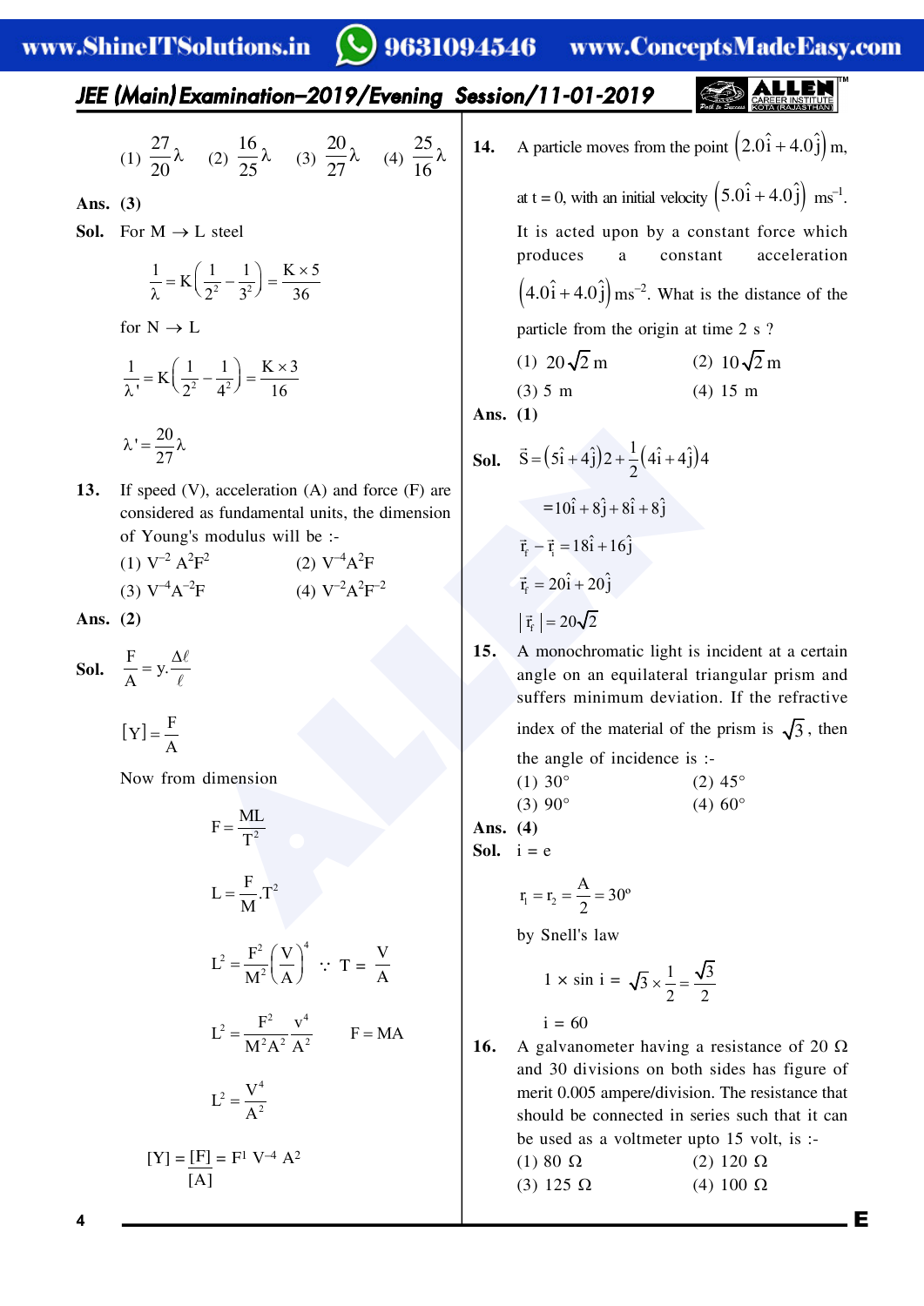(1) $\frac{27}{20}\lambda$ (2) $\frac{16}{25}\lambda$ (3) $\frac{20}{27}\lambda$ (4) $\frac{25}{16}\lambda$

**Ans. (3)**

**Sol.** For M $\rightarrow$ L steel

$$\frac{1}{\lambda} = K\left(\frac{1}{2^2} - \frac{1}{3^2}\right) = \frac{K \times 5}{36}$$

for N $\rightarrow$ L

$$\frac{1}{\lambda'} = K\left(\frac{1}{2^2} - \frac{1}{4^2}\right) = \frac{K \times 3}{16}$$

$$\lambda' = \frac{20}{27}\lambda$$

**13.** If speed (V), acceleration (A) and force (F) are considered as fundamental units, the dimension of Young's modulus will be :-

(1) $V^{-2} A^2 F^2$ (2) $V^{-4} A^2 F$

(3) $V^{-4} A^{-2} F$ (4) $V^{-2} A^2 F^{-2}$

**Ans. (2)**

**Sol.** $\frac{F}{A} = y.\frac{\Delta \ell}{\ell}$

$$[Y] = \frac{F}{A}$$

Now from dimension

$$F = \frac{ML}{T^2}$$

$$L = \frac{F}{M}.T^2$$

$$L^2 = \frac{F^2}{M^2}\left(\frac{V}{A}\right)^4 \quad \because T = \frac{V}{A}$$

$$L^2 = \frac{F^2}{M^2A^2}\frac{v^4}{A^2} \qquad F = MA$$

$$L^2 = \frac{V^4}{A^2}$$

$$[Y] = \frac{[F]}{[A]} = F^1 V^{-4} A^2$$

**14.** A particle moves from the point $(2.0\hat{i} + 4.0\hat{j})$ m, at t = 0, with an initial velocity $(5.0\hat{i} + 4.0\hat{j})$ ms$^{-1}$. It is acted upon by a constant force which produces a constant acceleration $(4.0\hat{i} + 4.0\hat{j})$ ms$^{-2}$. What is the distance of the particle from the origin at time 2 s ?

(1) $20\sqrt{2}$ m (2) $10\sqrt{2}$ m

(3) 5 m (4) 15 m

**Ans. (1)**

**Sol.** $\vec{S} = (5\hat{i} + 4\hat{j})2 + \frac{1}{2}(4\hat{i} + 4\hat{j})4$

$$= 10\hat{i} + 8\hat{j} + 8\hat{i} + 8\hat{j}$$

$$\vec{r}_f - \vec{r}_i = 18\hat{i} + 16\hat{j}$$

$$\vec{r}_f = 20\hat{i} + 20\hat{j}$$

$$|\vec{r}_f| = 20\sqrt{2}$$

**15.** A monochromatic light is incident at a certain angle on an equilateral triangular prism and suffers minimum deviation. If the refractive index of the material of the prism is $\sqrt{3}$, then the angle of incidence is :-

(1) 30° (2) 45°

(3) 90° (4) 60°

**Ans. (4)**

**Sol.** i = e

$$r_1 = r_2 = \frac{A}{2} = 30°$$

by Snell's law

$$1 \times \sin i = \sqrt{3} \times \frac{1}{2} = \frac{\sqrt{3}}{2}$$

i = 60

**16.** A galvanometer having a resistance of 20 Ω and 30 divisions on both sides has figure of merit 0.005 ampere/division. The resistance that should be connected in series such that it can be used as a voltmeter upto 15 volt, is :-

(1) 80 Ω (2) 120 Ω

(3) 125 Ω (4) 100 Ω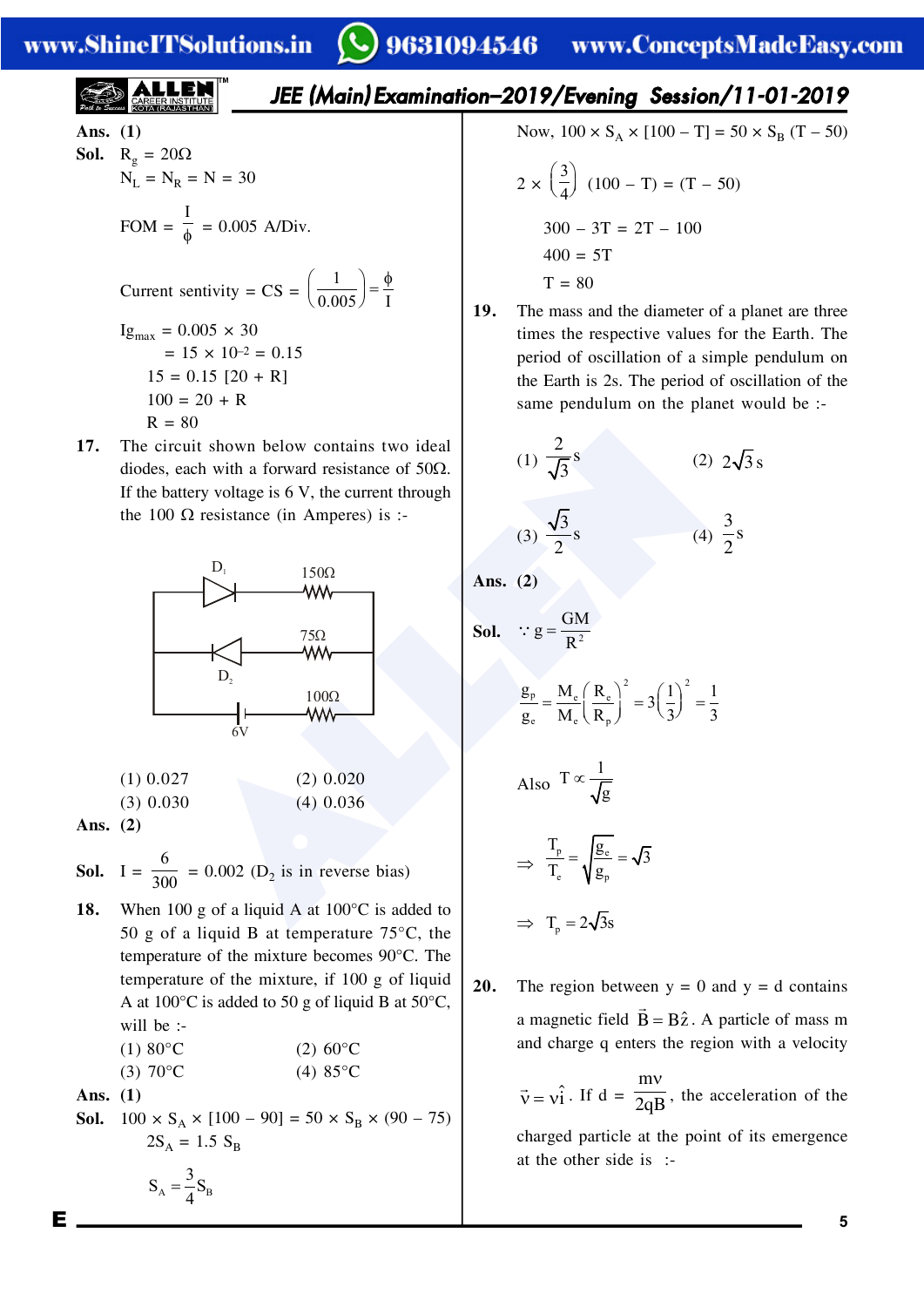**Ans. (1)**

**Sol.** $R_g = 20\Omega$

$N_L = N_R = N = 30$

$$\text{FOM} = \frac{I}{\phi} = 0.005 \text{ A/Div.}$$

$$\text{Current sentivity} = \text{CS} = \left(\frac{1}{0.005}\right) = \frac{\phi}{I}$$

$Ig_{max} = 0.005 \times 30$

$= 15 \times 10^{-2} = 0.15$

$15 = 0.15\,[20 + R]$

$100 = 20 + R$

$R = 80$

**17.** The circuit shown below contains two ideal diodes, each with a forward resistance of 50Ω. If the battery voltage is 6 V, the current through the 100 Ω resistance (in Amperes) is :-

(Circuit: $D_1$ with 150Ω; $D_2$ with 75Ω; 100Ω with 6V battery)

(1) 0.027 (2) 0.020

(3) 0.030 (4) 0.036

**Ans. (2)**

**Sol.** $I = \dfrac{6}{300} = 0.002$ ($D_2$ is in reverse bias)

**18.** When 100 g of a liquid A at 100°C is added to 50 g of a liquid B at temperature 75°C, the temperature of the mixture becomes 90°C. The temperature of the mixture, if 100 g of liquid A at 100°C is added to 50 g of liquid B at 50°C, will be :-

(1) 80°C (2) 60°C

(3) 70°C (4) 85°C

**Ans. (1)**

**Sol.** $100 \times S_A \times [100 - 90] = 50 \times S_B \times (90 - 75)$

$2S_A = 1.5\, S_B$

$$S_A = \frac{3}{4} S_B$$

Now, $100 \times S_A \times [100 - T] = 50 \times S_B\,(T - 50)$

$$2 \times \left(\frac{3}{4}\right)(100 - T) = (T - 50)$$

$300 - 3T = 2T - 100$

$400 = 5T$

$T = 80$

**19.** The mass and the diameter of a planet are three times the respective values for the Earth. The period of oscillation of a simple pendulum on the Earth is 2s. The period of oscillation of the same pendulum on the planet would be :-

(1) $\dfrac{2}{\sqrt{3}}$ s (2) $2\sqrt{3}$ s

(3) $\dfrac{\sqrt{3}}{2}$ s (4) $\dfrac{3}{2}$ s

**Ans. (2)**

**Sol.** $\because g = \dfrac{GM}{R^2}$

$$\frac{g_p}{g_e} = \frac{M_e}{M_e}\left(\frac{R_e}{R_p}\right)^2 = 3\left(\frac{1}{3}\right)^2 = \frac{1}{3}$$

Also $T \propto \dfrac{1}{\sqrt{g}}$

$$\Rightarrow \frac{T_p}{T_e} = \sqrt{\frac{g_e}{g_p}} = \sqrt{3}$$

$$\Rightarrow T_p = 2\sqrt{3}\text{s}$$

**20.** The region between $y = 0$ and $y = d$ contains a magnetic field $\vec{B} = B\hat{z}$. A particle of mass m and charge q enters the region with a velocity $\vec{v} = v\hat{i}$. If $d = \dfrac{mv}{2qB}$, the acceleration of the charged particle at the point of its emergence at the other side is :-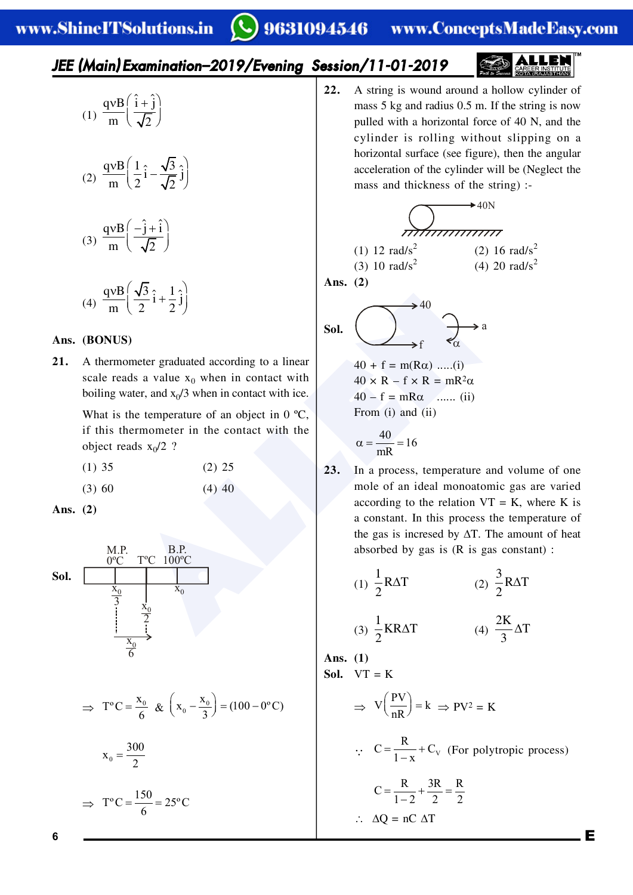(1) $\frac{qvB}{m}\left(\frac{\hat{i}+\hat{j}}{\sqrt{2}}\right)$

(2) $\frac{qvB}{m}\left(\frac{1}{2}\hat{i}-\frac{\sqrt{3}}{\sqrt{2}}\hat{j}\right)$

(3) $\frac{qvB}{m}\left(\frac{-\hat{j}+\hat{i}}{\sqrt{2}}\right)$

(4) $\frac{qvB}{m}\left(\frac{\sqrt{3}}{2}\hat{i}+\frac{1}{2}\hat{j}\right)$

**Ans. (BONUS)**

**21.** A thermometer graduated according to a linear scale reads a value $x_0$ when in contact with boiling water, and $x_0/3$ when in contact with ice.

What is the temperature of an object in 0 ºC, if this thermometer in the contact with the object reads $x_0/2$ ?

(1) 35 (2) 25

(3) 60 (4) 40

**Ans. (2)**

**Sol.** M.P. 0ºC — TºC — B.P. 100ºC; readings $\frac{x_0}{3}$, $\frac{x_0}{2}$, $x_0$; difference $\frac{x_0}{6}$

$$\Rightarrow T^oC = \frac{x_0}{6} \;\&\; \left(x_0 - \frac{x_0}{3}\right) = (100 - 0^oC)$$

$$x_0 = \frac{300}{2}$$

$$\Rightarrow T^oC = \frac{150}{6} = 25^oC$$

**22.** A string is wound around a hollow cylinder of mass 5 kg and radius 0.5 m. If the string is now pulled with a horizontal force of 40 N, and the cylinder is rolling without slipping on a horizontal surface (see figure), then the angular acceleration of the cylinder will be (Neglect the mass and thickness of the string) :-

(1) 12 rad/s² (2) 16 rad/s²

(3) 10 rad/s² (4) 20 rad/s²

**Ans. (2)**

**Sol.**

$40 + f = m(R\alpha)$ .....(i)

$40 \times R - f \times R = mR^2\alpha$

$40 - f = mR\alpha$ ...... (ii)

From (i) and (ii)

$$\alpha = \frac{40}{mR} = 16$$

**23.** In a process, temperature and volume of one mole of an ideal monoatomic gas are varied according to the relation VT = K, where K is a constant. In this process the temperature of the gas is incresed by ΔT. The amount of heat absorbed by gas is (R is gas constant) :

(1) $\frac{1}{2}R\Delta T$ (2) $\frac{3}{2}R\Delta T$

(3) $\frac{1}{2}KR\Delta T$ (4) $\frac{2K}{3}\Delta T$

**Ans. (1)**

**Sol.** VT = K

$$\Rightarrow V\left(\frac{PV}{nR}\right) = k \;\Rightarrow PV^2 = K$$

$$\because \; C = \frac{R}{1-x} + C_V \;\; \text{(For polytropic process)}$$

$$C = \frac{R}{1-2} + \frac{3R}{2} = \frac{R}{2}$$

$\therefore \; \Delta Q = nC\,\Delta T$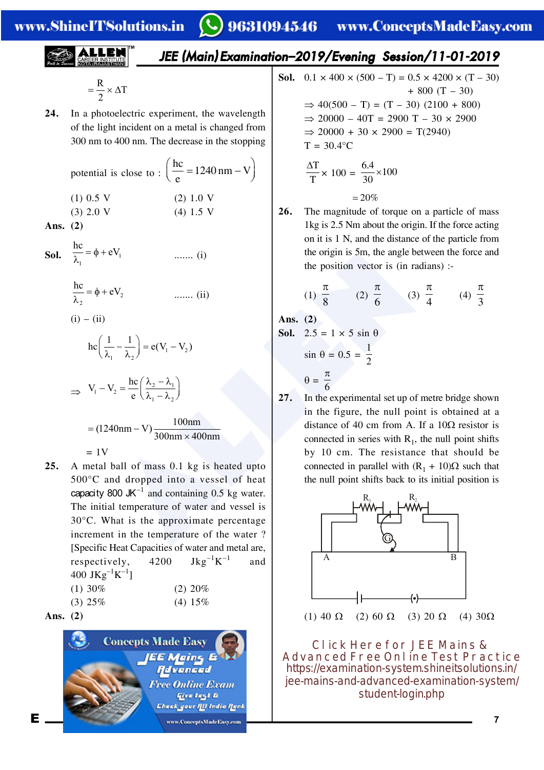$$= \frac{R}{2} \times \Delta T$$

**24.** In a photoelectric experiment, the wavelength of the light incident on a metal is changed from 300 nm to 400 nm. The decrease in the stopping potential is close to : $\left(\frac{hc}{e} = 1240\,\text{nm} - \text{V}\right)$

(1) 0.5 V (2) 1.0 V
(3) 2.0 V (4) 1.5 V

**Ans. (2)**

**Sol.** $\frac{hc}{\lambda_1} = \phi + eV_1$ ....... (i)

$\frac{hc}{\lambda_2} = \phi + eV_2$ ....... (ii)

(i) – (ii)

$$hc\left(\frac{1}{\lambda_1} - \frac{1}{\lambda_2}\right) = e(V_1 - V_2)$$

$$\Rightarrow V_1 - V_2 = \frac{hc}{e}\left(\frac{\lambda_2 - \lambda_1}{\lambda_1 - \lambda_2}\right)$$

$$= (1240\text{nm} - \text{V})\frac{100\text{nm}}{300\text{nm} \times 400\text{nm}}$$

$= 1\text{V}$

**25.** A metal ball of mass 0.1 kg is heated upto 500°C and dropped into a vessel of heat capacity 800 $JK^{-1}$ and containing 0.5 kg water. The initial temperature of water and vessel is 30°C. What is the approximate percentage increment in the temperature of the water ? [Specific Heat Capacities of water and metal are, respectively, 4200 $Jkg^{-1}K^{-1}$ and 400 $JKg^{-1}K^{-1}$]

(1) 30% (2) 20%
(3) 25% (4) 15%

**Ans. (2)**

**Sol.** $0.1 \times 400 \times (500 - T) = 0.5 \times 4200 \times (T - 30) + 800\ (T - 30)$

$\Rightarrow 40(500 - T) = (T - 30)\ (2100 + 800)$

$\Rightarrow 20000 - 40T = 2900\ T - 30 \times 2900$

$\Rightarrow 20000 + 30 \times 2900 = T(2940)$

$T = 30.4°C$

$$\frac{\Delta T}{T} \times 100 = \frac{6.4}{30} \times 100$$

$\simeq 20\%$

**26.** The magnitude of torque on a particle of mass 1kg is 2.5 Nm about the origin. If the force acting on it is 1 N, and the distance of the particle from the origin is 5m, the angle between the force and the position vector is (in radians) :-

(1) $\frac{\pi}{8}$ (2) $\frac{\pi}{6}$ (3) $\frac{\pi}{4}$ (4) $\frac{\pi}{3}$

**Ans. (2)**

**Sol.** $2.5 = 1 \times 5 \sin\theta$

$\sin\theta = 0.5 = \frac{1}{2}$

$\theta = \frac{\pi}{6}$

**27.** In the experimental set up of metre bridge shown in the figure, the null point is obtained at a distance of 40 cm from A. If a 10Ω resistor is connected in series with $R_1$, the null point shifts by 10 cm. The resistance that should be connected in parallel with $(R_1 + 10)\Omega$ such that the null point shifts back to its initial position is

(1) 40 Ω (2) 60 Ω (3) 20 Ω (4) 30Ω

Click Here for JEE Mains & Advanced Free Online Test Practice
https://examination-system.shineitsolutions.in/jee-mains-and-advanced-examination-system/student-login.php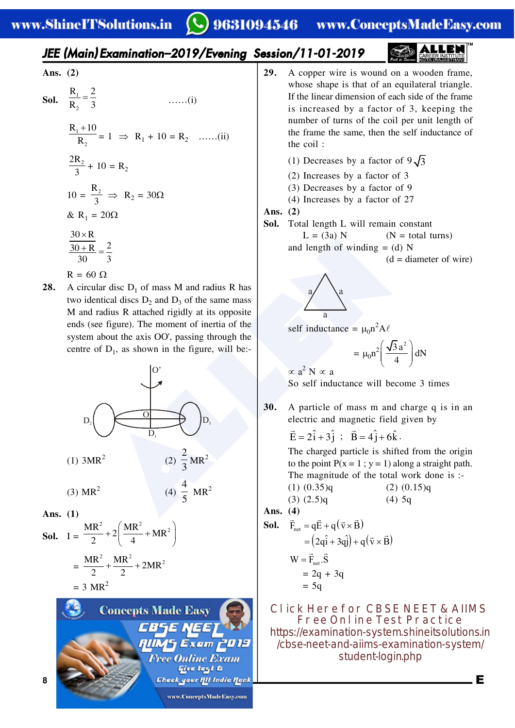**Ans.** (2)

**Sol.** $\frac{R_1}{R_2} = \frac{2}{3}$ ……(i)

$\frac{R_1 + 10}{R_2} = 1 \Rightarrow R_1 + 10 = R_2$ ……(ii)

$\frac{2R_2}{3} + 10 = R_2$

$10 = \frac{R_2}{3} \Rightarrow R_2 = 30\Omega$

& $R_1 = 20\Omega$

$$\frac{\frac{30 \times R}{30 + R}}{30} = \frac{2}{3}$$

$R = 60\ \Omega$

**28.** A circular disc $D_1$ of mass M and radius R has two identical discs $D_2$ and $D_3$ of the same mass M and radius R attached rigidly at its opposite ends (see figure). The moment of inertia of the system about the axis OO', passing through the centre of $D_1$, as shown in the figure, will be:-

O'
O
$D_2$
$D_1$
$D_3$

(1) $3MR^2$ (2) $\frac{2}{3}MR^2$

(3) $MR^2$ (4) $\frac{4}{5}MR^2$

**Ans.** (1)

**Sol.** $I = \frac{MR^2}{2} + 2\left(\frac{MR^2}{4} + MR^2\right)$

$= \frac{MR^2}{2} + \frac{MR^2}{2} + 2MR^2$

$= 3\ MR^2$

**29.** A copper wire is wound on a wooden frame, whose shape is that of an equilateral triangle. If the linear dimension of each side of the frame is increased by a factor of 3, keeping the number of turns of the coil per unit length of the frame the same, then the self inductance of the coil :

(1) Decreases by a factor of $9\sqrt{3}$

(2) Increases by a factor of 3

(3) Decreases by a factor of 9

(4) Increases by a factor of 27

**Ans.** (2)

**Sol.** Total length L will remain constant

$L = (3a)\ N$ (N = total turns)

and length of winding = (d) N

(d = diameter of wire)

a a
a

self inductance $= \mu_0 n^2 A \ell$

$= \mu_0 n^2 \left(\frac{\sqrt{3}a^2}{4}\right) dN$

$\propto a^2\ N \propto a$

So self inductance will become 3 times

**30.** A particle of mass m and charge q is in an electric and magnetic field given by

$\vec{E} = 2\hat{i} + 3\hat{j}$ ; $\vec{B} = 4\hat{j} + 6\hat{k}$.

The charged particle is shifted from the origin to the point P(x = 1 ; y = 1) along a straight path. The magnitude of the total work done is :-

(1) (0.35)q (2) (0.15)q

(3) (2.5)q (4) 5q

**Ans.** (4)

**Sol.** $\vec{F}_{net} = q\vec{E} + q(\vec{v} \times \vec{B})$

$= (2q\hat{i} + 3q\hat{j}) + q(\vec{v} \times \vec{B})$

$W = \vec{F}_{net} \cdot \vec{S}$

$= 2q + 3q$

$= 5q$